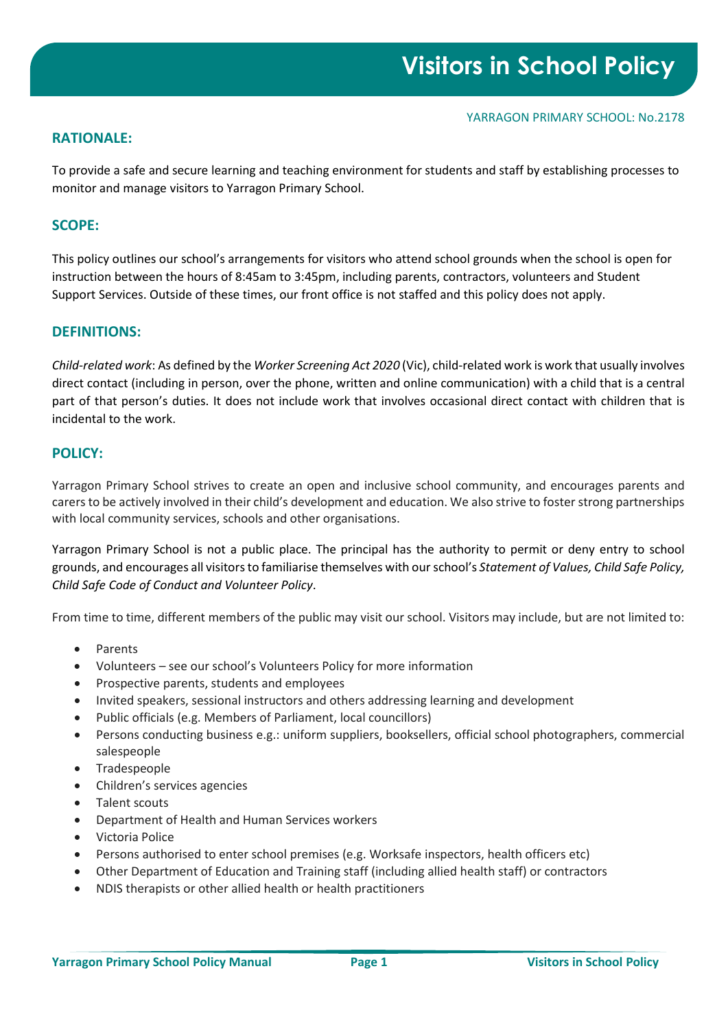# Visitors in School Policy

YARRAGON PRIMARY SCHOOL: No.2178

## RATIONALE:

To provide a safe and secure learning and teaching environment for students and staff by establishing processes to monitor and manage visitors to Yarragon Primary School.

## SCOPE:

This policy outlines our school's arrangements for visitors who attend school grounds when the school is open for instruction between the hours of 8:45am to 3:45pm, including parents, contractors, volunteers and Student Support Services. Outside of these times, our front office is not staffed and this policy does not apply.

## DEFINITIONS:

*Child-related work*: As defined by the *Worker Screening Act 2020* (Vic), child-related work is work that usually involves direct contact (including in person, over the phone, written and online communication) with a child that is a central part of that person's duties. It does not include work that involves occasional direct contact with children that is incidental to the work.

## POLICY:

Yarragon Primary School strives to create an open and inclusive school community, and encourages parents and carers to be actively involved in their child's development and education. We also strive to foster strong partnerships with local community services, schools and other organisations.

Yarragon Primary School is not a public place. The principal has the authority to permit or deny entry to school grounds, and encourages all visitors to familiarise themselves with our school's *Statement of Values, Child Safe Policy, Child Safe Code of Conduct and Volunteer Policy*.

From time to time, different members of the public may visit our school. Visitors may include, but are not limited to:

- Parents
- Volunteers – see our school's Volunteers Policy for more information
- Prospective parents, students and employees
- Invited speakers, sessional instructors and others addressing learning and development
- Public officials (e.g. Members of Parliament, local councillors)
- Persons conducting business e.g.: uniform suppliers, booksellers, official school photographers, commercial salespeople
- Tradespeople
- Children's services agencies
- Talent scouts
- Department of Health and Human Services workers
- Victoria Police
- Persons authorised to enter school premises (e.g. Worksafe inspectors, health officers etc)
- Other Department of Education and Training staff (including allied health staff) or contractors
- NDIS therapists or other allied health or health practitioners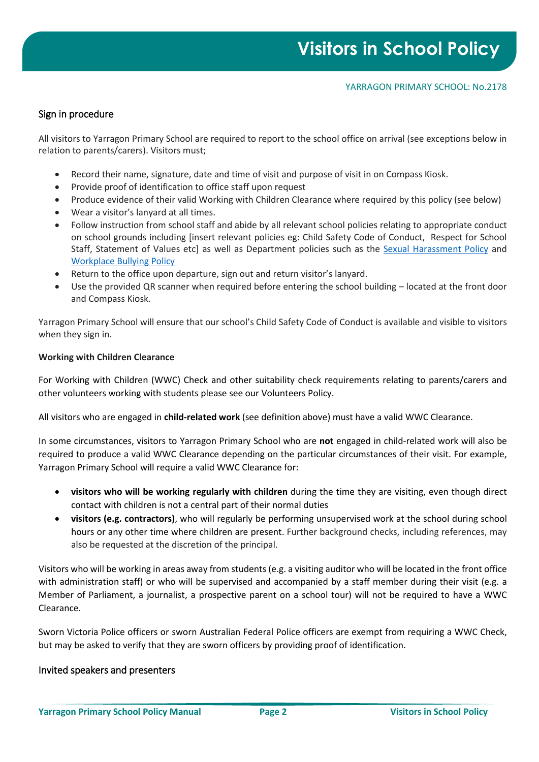## Sign in procedure

All visitors to Yarragon Primary School are required to report to the school office on arrival (see exceptions below in relation to parents/carers). Visitors must;

- Record their name, signature, date and time of visit and purpose of visit in on Compass Kiosk.
- Provide proof of identification to office staff upon request
- Produce evidence of their valid Working with Children Clearance where required by this policy (see below)
- Wear a visitor's lanyard at all times.
- Follow instruction from school staff and abide by all relevant school policies relating to appropriate conduct on school grounds including [insert relevant policies eg: Child Safety Code of Conduct, Respect for School Staff, Statement of Values etc] as well as Department policies such as the [Sexual Harassment Policy]() and [Workplace Bullying Policy]()
- Return to the office upon departure, sign out and return visitor's lanyard.
- Use the provided QR scanner when required before entering the school building – located at the front door and Compass Kiosk.

Yarragon Primary School will ensure that our school's Child Safety Code of Conduct is available and visible to visitors when they sign in.

**Working with Children Clearance**

For Working with Children (WWC) Check and other suitability check requirements relating to parents/carers and other volunteers working with students please see our Volunteers Policy.

All visitors who are engaged in **child-related work** (see definition above) must have a valid WWC Clearance.

In some circumstances, visitors to Yarragon Primary School who are **not** engaged in child-related work will also be required to produce a valid WWC Clearance depending on the particular circumstances of their visit. For example, Yarragon Primary School will require a valid WWC Clearance for:

- **visitors who will be working regularly with children** during the time they are visiting, even though direct contact with children is not a central part of their normal duties
- **visitors (e.g. contractors)**, who will regularly be performing unsupervised work at the school during school hours or any other time where children are present. Further background checks, including references, may also be requested at the discretion of the principal.

Visitors who will be working in areas away from students (e.g. a visiting auditor who will be located in the front office with administration staff) or who will be supervised and accompanied by a staff member during their visit (e.g. a Member of Parliament, a journalist, a prospective parent on a school tour) will not be required to have a WWC Clearance.

Sworn Victoria Police officers or sworn Australian Federal Police officers are exempt from requiring a WWC Check, but may be asked to verify that they are sworn officers by providing proof of identification.

## Invited speakers and presenters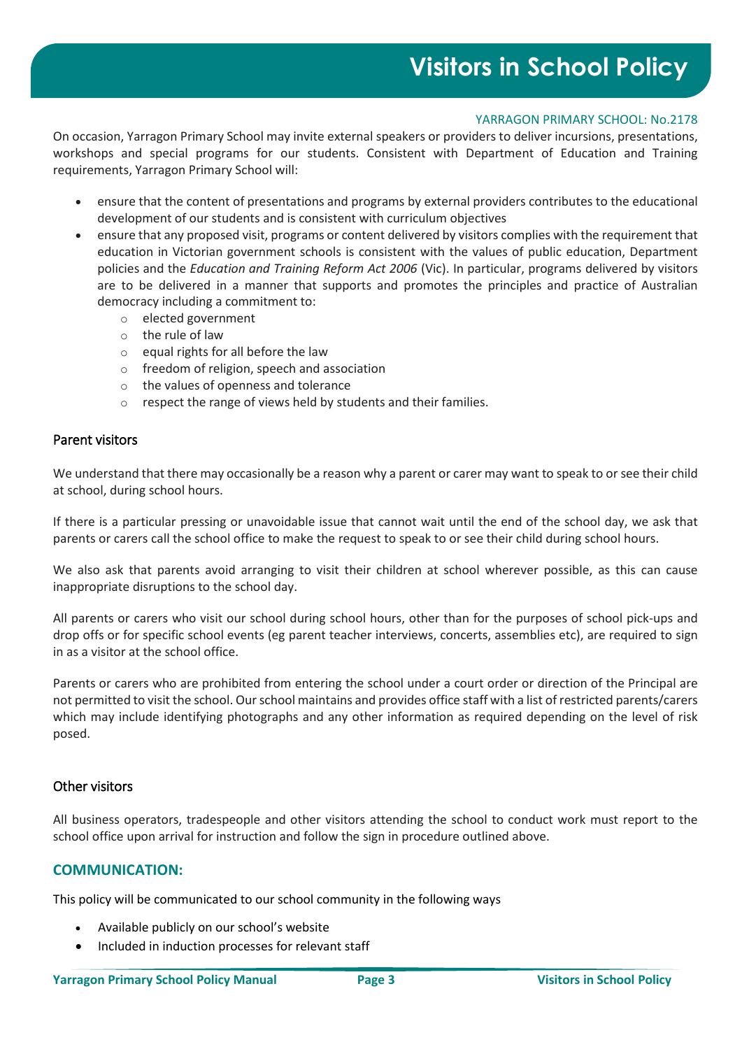On occasion, Yarragon Primary School may invite external speakers or providers to deliver incursions, presentations, workshops and special programs for our students. Consistent with Department of Education and Training requirements, Yarragon Primary School will:

- ensure that the content of presentations and programs by external providers contributes to the educational development of our students and is consistent with curriculum objectives
- ensure that any proposed visit, programs or content delivered by visitors complies with the requirement that education in Victorian government schools is consistent with the values of public education, Department policies and the *Education and Training Reform Act 2006* (Vic). In particular, programs delivered by visitors are to be delivered in a manner that supports and promotes the principles and practice of Australian democracy including a commitment to:
    - elected government
    - the rule of law
    - equal rights for all before the law
    - freedom of religion, speech and association
    - the values of openness and tolerance
    - respect the range of views held by students and their families.

## Parent visitors

We understand that there may occasionally be a reason why a parent or carer may want to speak to or see their child at school, during school hours.

If there is a particular pressing or unavoidable issue that cannot wait until the end of the school day, we ask that parents or carers call the school office to make the request to speak to or see their child during school hours.

We also ask that parents avoid arranging to visit their children at school wherever possible, as this can cause inappropriate disruptions to the school day.

All parents or carers who visit our school during school hours, other than for the purposes of school pick-ups and drop offs or for specific school events (eg parent teacher interviews, concerts, assemblies etc), are required to sign in as a visitor at the school office.

Parents or carers who are prohibited from entering the school under a court order or direction of the Principal are not permitted to visit the school. Our school maintains and provides office staff with a list of restricted parents/carers which may include identifying photographs and any other information as required depending on the level of risk posed.

## Other visitors

All business operators, tradespeople and other visitors attending the school to conduct work must report to the school office upon arrival for instruction and follow the sign in procedure outlined above.

## COMMUNICATION:

This policy will be communicated to our school community in the following ways

- Available publicly on our school's website
- Included in induction processes for relevant staff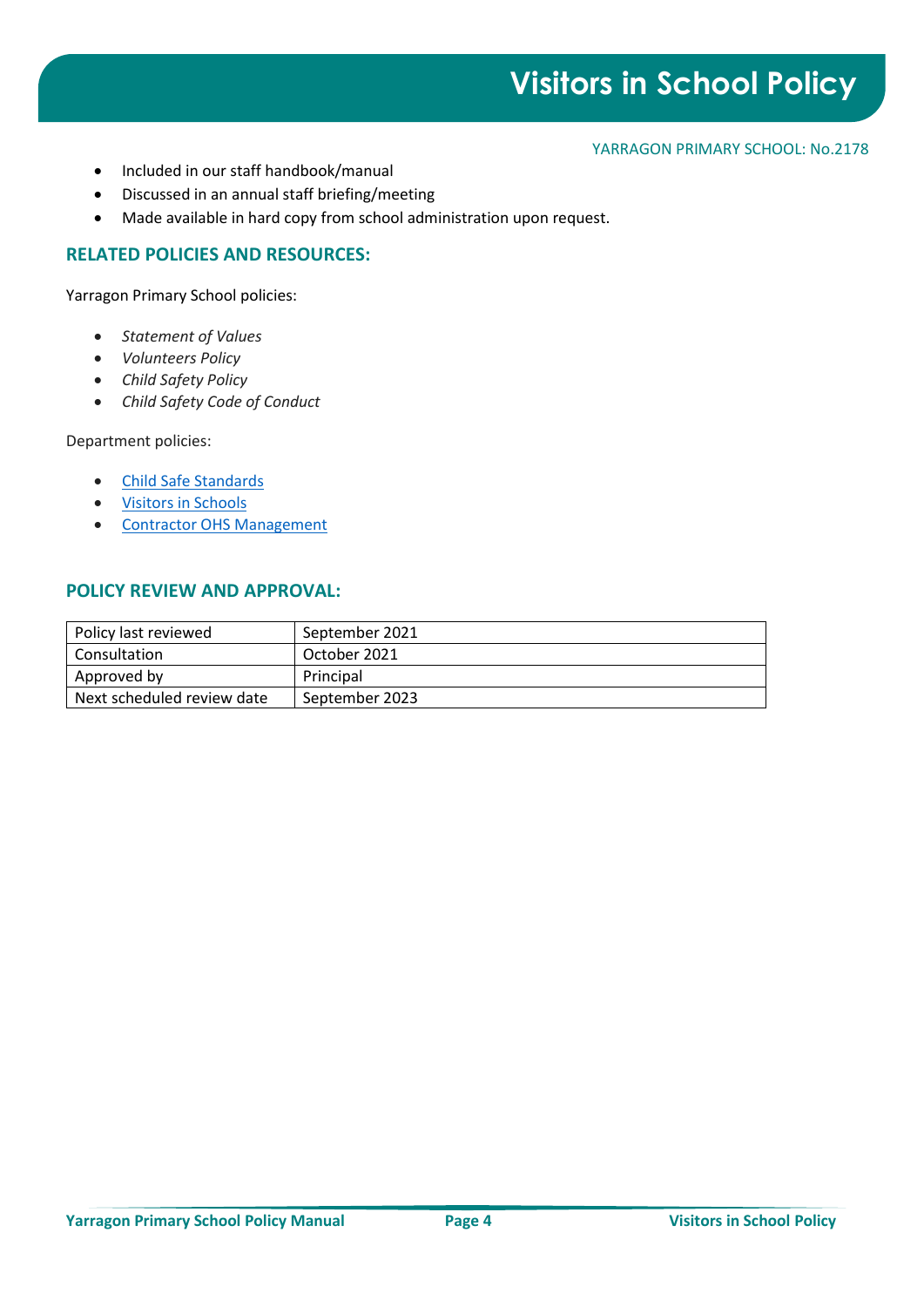- Included in our staff handbook/manual
- Discussed in an annual staff briefing/meeting
- Made available in hard copy from school administration upon request.

## RELATED POLICIES AND RESOURCES:

Yarragon Primary School policies:

- *Statement of Values*
- *Volunteers Policy*
- *Child Safety Policy*
- *Child Safety Code of Conduct*

Department policies:

- Child Safe Standards
- Visitors in Schools
- Contractor OHS Management

## POLICY REVIEW AND APPROVAL:

| | |
|---|---|
| Policy last reviewed | September 2021 |
| Consultation | October 2021 |
| Approved by | Principal |
| Next scheduled review date | September 2023 |